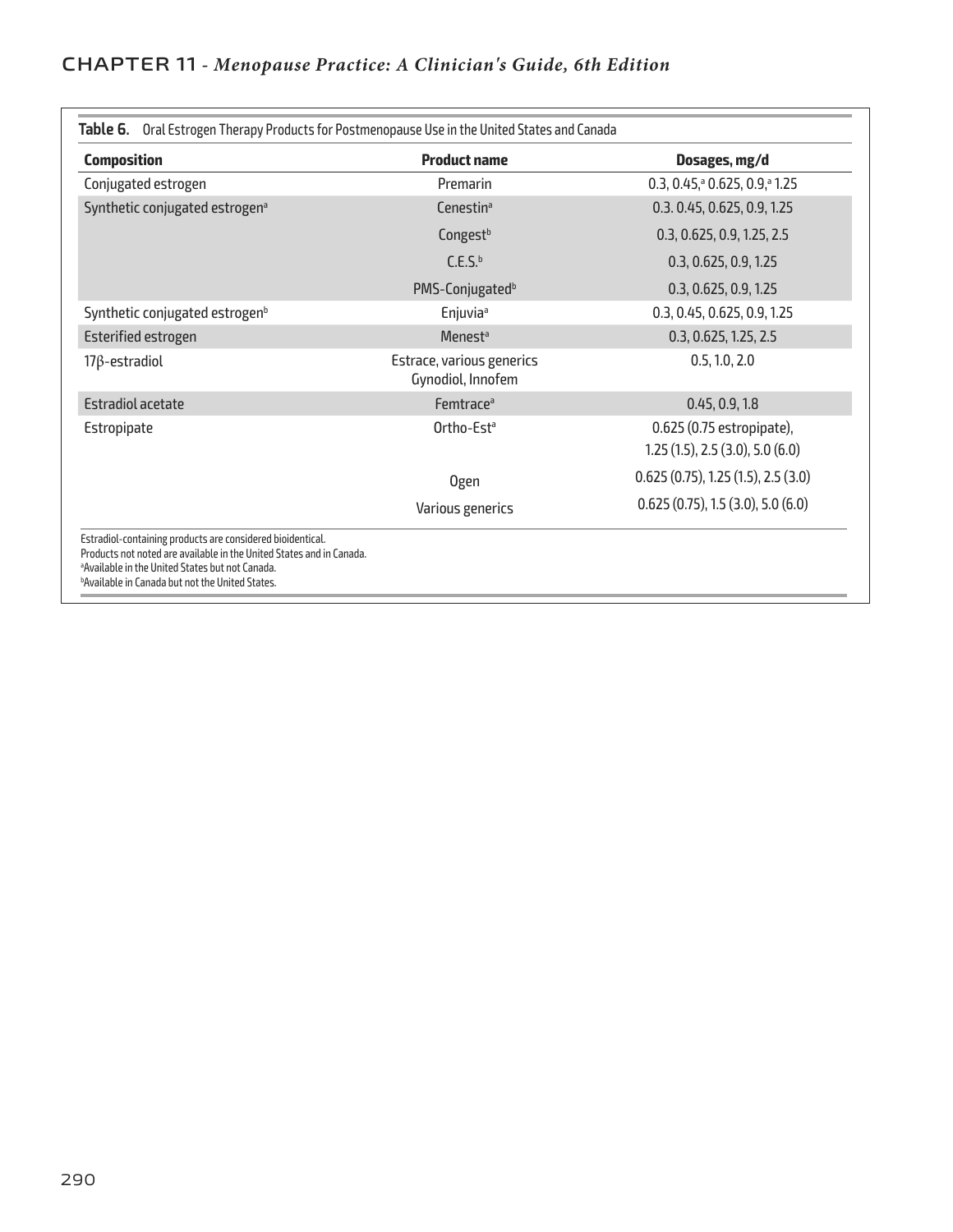**Table 6.** Oral Estrogen Therapy Products for Postmenopause Use in the United States and Canada

| Composition | Product name | Dosages, mg/d |
|---|---|---|
| Conjugated estrogen | Premarin | 0.3, 0.45,[a] 0.625, 0.9,[a] 1.25 |
| Synthetic conjugated estrogen[a] | Cenestin[a] | 0.3. 0.45, 0.625, 0.9, 1.25 |
| | Congest[b] | 0.3, 0.625, 0.9, 1.25, 2.5 |
| | C.E.S.[b] | 0.3, 0.625, 0.9, 1.25 |
| | PMS-Conjugated[b] | 0.3, 0.625, 0.9, 1.25 |
| Synthetic conjugated estrogen[b] | Enjuvia[a] | 0.3, 0.45, 0.625, 0.9, 1.25 |
| Esterified estrogen | Menest[a] | 0.3, 0.625, 1.25, 2.5 |
| 17β-estradiol | Estrace, various generics Gynodiol, Innofem | 0.5, 1.0, 2.0 |
| Estradiol acetate | Femtrace[a] | 0.45, 0.9, 1.8 |
| Estropipate | Ortho-Est[a] | 0.625 (0.75 estropipate), 1.25 (1.5), 2.5 (3.0), 5.0 (6.0) |
| | Ogen | 0.625 (0.75), 1.25 (1.5), 2.5 (3.0) |
| | Various generics | 0.625 (0.75), 1.5 (3.0), 5.0 (6.0) |

Estradiol-containing products are considered bioidentical.
Products not noted are available in the United States and in Canada.
[a]Available in the United States but not Canada.
[b]Available in Canada but not the United States.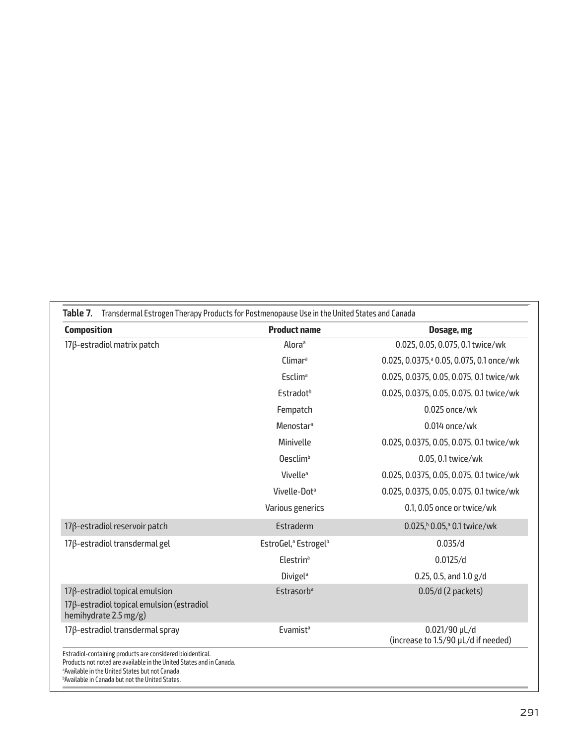**Table 7.** Transdermal Estrogen Therapy Products for Postmenopause Use in the United States and Canada

| Composition | Product name | Dosage, mg |
|---|---|---|
| 17β-estradiol matrix patch | Alora[a] | 0.025, 0.05, 0.075, 0.1 twice/wk |
| | Climar[a] | 0.025, 0.0375,[a] 0.05, 0.075, 0.1 once/wk |
| | Esclim[a] | 0.025, 0.0375, 0.05, 0.075, 0.1 twice/wk |
| | Estradot[b] | 0.025, 0.0375, 0.05, 0.075, 0.1 twice/wk |
| | Fempatch | 0.025 once/wk |
| | Menostar[a] | 0.014 once/wk |
| | Minivelle | 0.025, 0.0375, 0.05, 0.075, 0.1 twice/wk |
| | Oesclim[b] | 0.05, 0.1 twice/wk |
| | Vivelle[a] | 0.025, 0.0375, 0.05, 0.075, 0.1 twice/wk |
| | Vivelle-Dot[a] | 0.025, 0.0375, 0.05, 0.075, 0.1 twice/wk |
| | Various generics | 0.1, 0.05 once or twice/wk |
| 17β-estradiol reservoir patch | Estraderm | 0.025,[b] 0.05,[a] 0.1 twice/wk |
| 17β-estradiol transdermal gel | EstroGel,[a] Estrogel[b] | 0.035/d |
| | Elestrin[a] | 0.0125/d |
| | Divigel[a] | 0.25, 0.5, and 1.0 g/d |
| 17β-estradiol topical emulsion<br>17β-estradiol topical emulsion (estradiol hemihydrate 2.5 mg/g) | Estrasorb[a] | 0.05/d (2 packets) |
| 17β-estradiol transdermal spray | Evamist[a] | 0.021/90 µL/d<br>(increase to 1.5/90 µL/d if needed) |

Estradiol-containing products are considered bioidentical.
Products not noted are available in the United States and in Canada.
[a]Available in the United States but not Canada.
[b]Available in Canada but not the United States.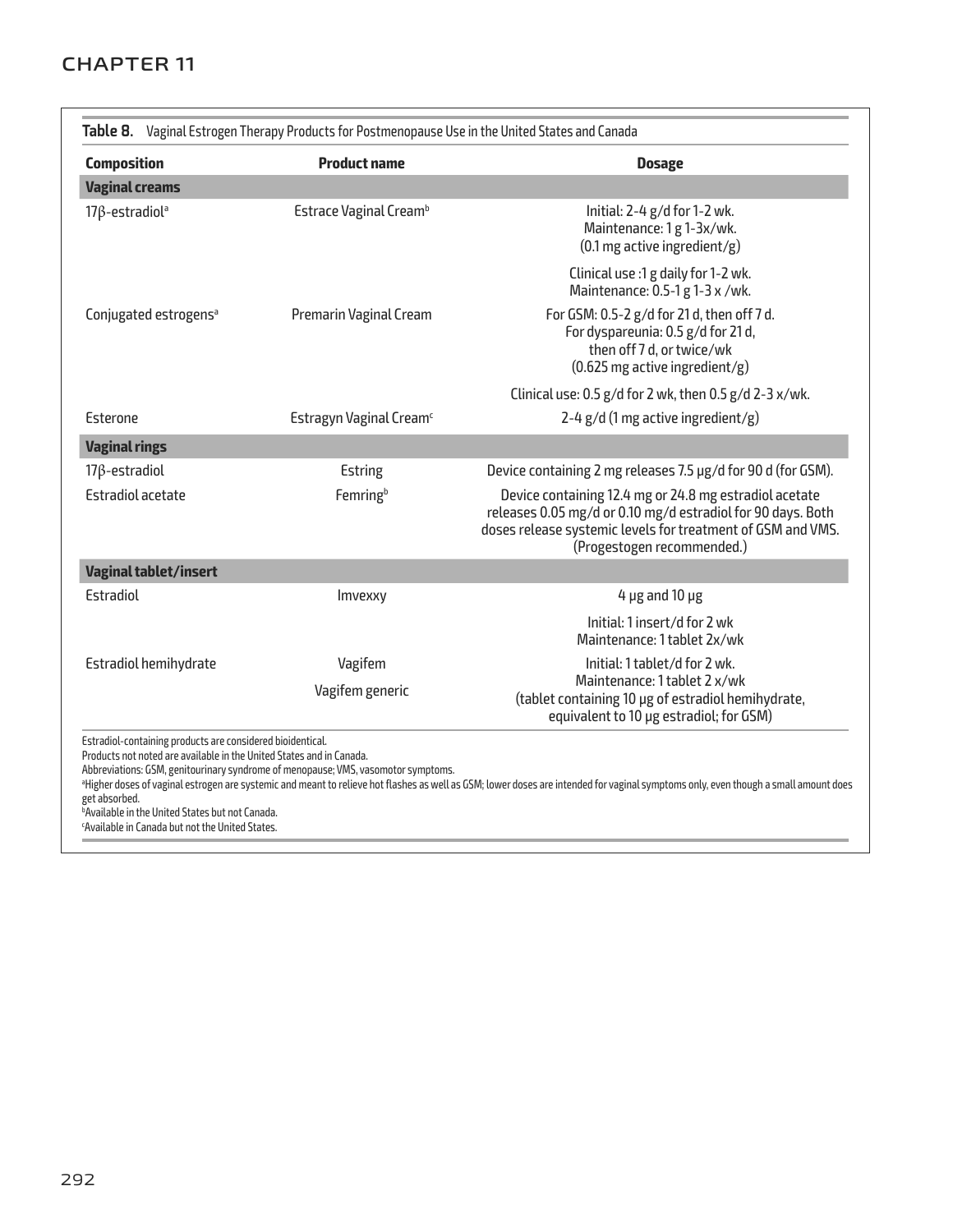**Table 8.** Vaginal Estrogen Therapy Products for Postmenopause Use in the United States and Canada

| Composition | Product name | Dosage |
|---|---|---|
| **Vaginal creams** | | |
| 17β-estradiol[a] | Estrace Vaginal Cream[b] | Initial: 2-4 g/d for 1-2 wk.<br>Maintenance: 1 g 1-3x/wk.<br>(0.1 mg active ingredient/g) |
| | | Clinical use :1 g daily for 1-2 wk.<br>Maintenance: 0.5-1 g 1-3 x /wk. |
| Conjugated estrogens[a] | Premarin Vaginal Cream | For GSM: 0.5-2 g/d for 21 d, then off 7 d.<br>For dyspareunia: 0.5 g/d for 21 d,<br>then off 7 d, or twice/wk<br>(0.625 mg active ingredient/g) |
| | | Clinical use: 0.5 g/d for 2 wk, then 0.5 g/d 2-3 x/wk. |
| Esterone | Estragyn Vaginal Cream[c] | 2-4 g/d (1 mg active ingredient/g) |
| **Vaginal rings** | | |
| 17β-estradiol | Estring | Device containing 2 mg releases 7.5 μg/d for 90 d (for GSM). |
| Estradiol acetate | Femring[b] | Device containing 12.4 mg or 24.8 mg estradiol acetate releases 0.05 mg/d or 0.10 mg/d estradiol for 90 days. Both doses release systemic levels for treatment of GSM and VMS. (Progestogen recommended.) |
| **Vaginal tablet/insert** | | |
| Estradiol | Imvexxy | 4 μg and 10 μg |
| | | Initial: 1 insert/d for 2 wk<br>Maintenance: 1 tablet 2x/wk |
| Estradiol hemihydrate | Vagifem<br>Vagifem generic | Initial: 1 tablet/d for 2 wk.<br>Maintenance: 1 tablet 2 x/wk<br>(tablet containing 10 μg of estradiol hemihydrate, equivalent to 10 μg estradiol; for GSM) |

Estradiol-containing products are considered bioidentical.
Products not noted are available in the United States and in Canada.
Abbreviations: GSM, genitourinary syndrome of menopause; VMS, vasomotor symptoms.
[a]Higher doses of vaginal estrogen are systemic and meant to relieve hot flashes as well as GSM; lower doses are intended for vaginal symptoms only, even though a small amount does get absorbed.
[b]Available in the United States but not Canada.
[c]Available in Canada but not the United States.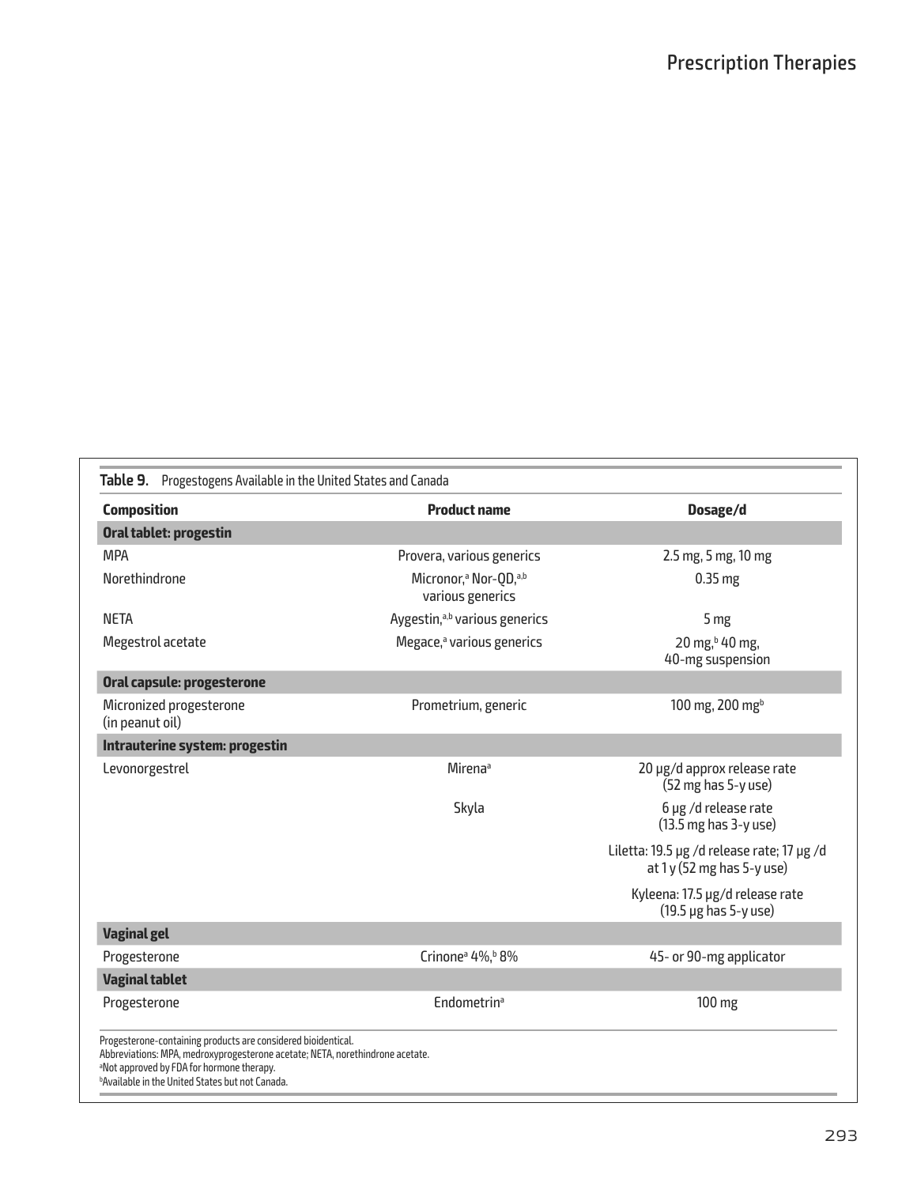**Table 9.** Progestogens Available in the United States and Canada

| Composition | Product name | Dosage/d |
|---|---|---|
| **Oral tablet: progestin** | | |
| MPA | Provera, various generics | 2.5 mg, 5 mg, 10 mg |
| Norethindrone | Micronor,[a] Nor-QD,[a,b] various generics | 0.35 mg |
| NETA | Aygestin,[a,b] various generics | 5 mg |
| Megestrol acetate | Megace,[a] various generics | 20 mg,[b] 40 mg, 40-mg suspension |
| **Oral capsule: progesterone** | | |
| Micronized progesterone (in peanut oil) | Prometrium, generic | 100 mg, 200 mg[b] |
| **Intrauterine system: progestin** | | |
| Levonorgestrel | Mirena[a] | 20 μg/d approx release rate (52 mg has 5-y use) |
| | Skyla | 6 μg /d release rate (13.5 mg has 3-y use) |
| | | Liletta: 19.5 μg /d release rate; 17 μg /d at 1 y (52 mg has 5-y use) |
| | | Kyleena: 17.5 μg/d release rate (19.5 μg has 5-y use) |
| **Vaginal gel** | | |
| Progesterone | Crinone[a] 4%,[b] 8% | 45- or 90-mg applicator |
| **Vaginal tablet** | | |
| Progesterone | Endometrin[a] | 100 mg |

Progesterone-containing products are considered bioidentical.
Abbreviations: MPA, medroxyprogesterone acetate; NETA, norethindrone acetate.
[a]Not approved by FDA for hormone therapy.
[b]Available in the United States but not Canada.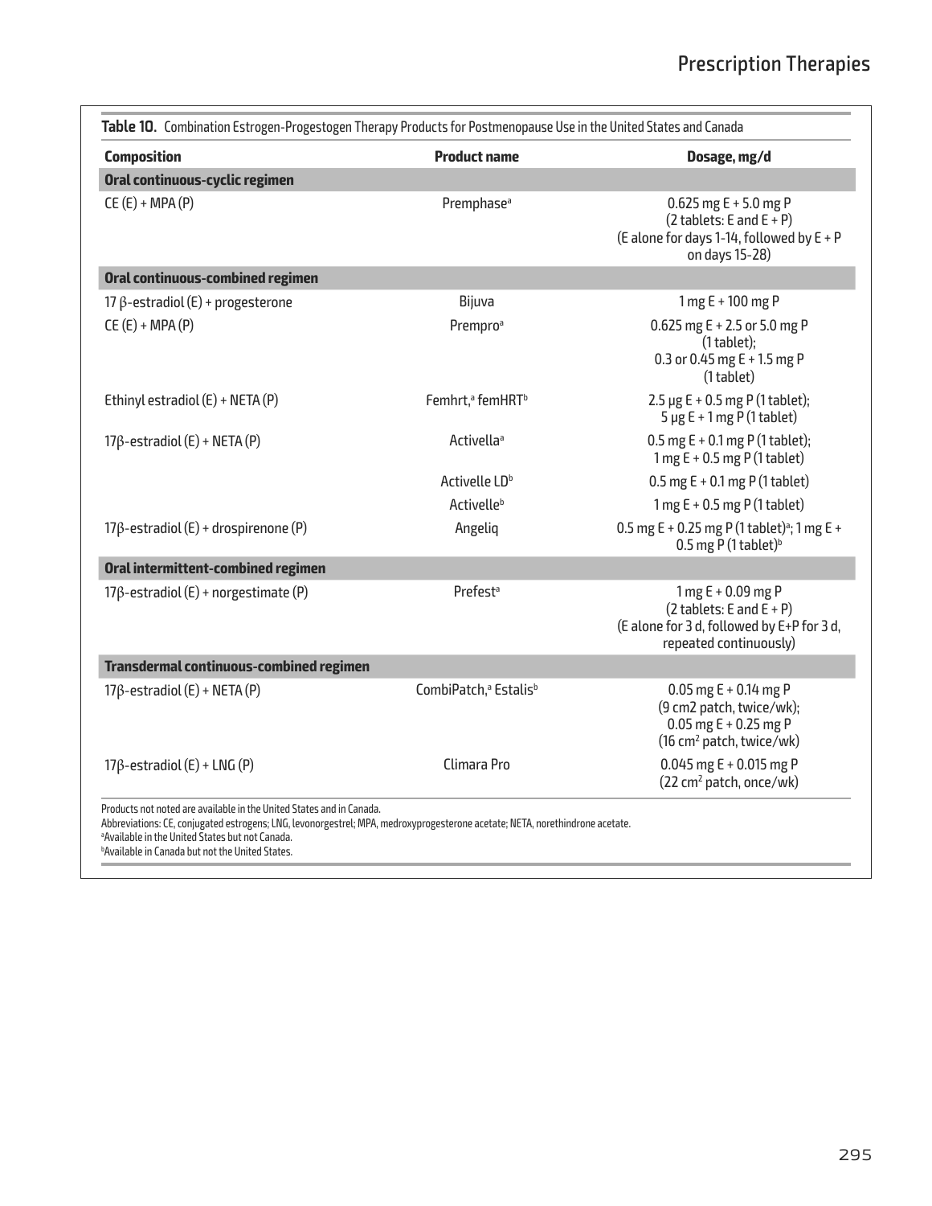**Table 10.** Combination Estrogen-Progestogen Therapy Products for Postmenopause Use in the United States and Canada

| Composition | Product name | Dosage, mg/d |
| --- | --- | --- |
| **Oral continuous-cyclic regimen** | | |
| CE (E) + MPA (P) | Premphase[a] | 0.625 mg E + 5.0 mg P (2 tablets: E and E + P) (E alone for days 1-14, followed by E + P on days 15-28) |
| **Oral continuous-combined regimen** | | |
| 17 β-estradiol (E) + progesterone | Bijuva | 1 mg E + 100 mg P |
| CE (E) + MPA (P) | Prempro[a] | 0.625 mg E + 2.5 or 5.0 mg P (1 tablet); 0.3 or 0.45 mg E + 1.5 mg P (1 tablet) |
| Ethinyl estradiol (E) + NETA (P) | Femhrt,[a] femHRT[b] | 2.5 μg E + 0.5 mg P (1 tablet); 5 μg E + 1 mg P (1 tablet) |
| 17β-estradiol (E) + NETA (P) | Activella[a] | 0.5 mg E + 0.1 mg P (1 tablet); 1 mg E + 0.5 mg P (1 tablet) |
| | Activelle LD[b] | 0.5 mg E + 0.1 mg P (1 tablet) |
| | Activelle[b] | 1 mg E + 0.5 mg P (1 tablet) |
| 17β-estradiol (E) + drospirenone (P) | Angeliq | 0.5 mg E + 0.25 mg P (1 tablet)[a]; 1 mg E + 0.5 mg P (1 tablet)[b] |
| **Oral intermittent-combined regimen** | | |
| 17β-estradiol (E) + norgestimate (P) | Prefest[a] | 1 mg E + 0.09 mg P (2 tablets: E and E + P) (E alone for 3 d, followed by E+P for 3 d, repeated continuously) |
| **Transdermal continuous-combined regimen** | | |
| 17β-estradiol (E) + NETA (P) | CombiPatch,[a] Estalis[b] | 0.05 mg E + 0.14 mg P (9 cm2 patch, twice/wk); 0.05 mg E + 0.25 mg P (16 $cm^2$ patch, twice/wk) |
| 17β-estradiol (E) + LNG (P) | Climara Pro | 0.045 mg E + 0.015 mg P (22 $cm^2$ patch, once/wk) |

Products not noted are available in the United States and in Canada.
Abbreviations: CE, conjugated estrogens; LNG, levonorgestrel; MPA, medroxyprogesterone acetate; NETA, norethindrone acetate.
[a]Available in the United States but not Canada.
[b]Available in Canada but not the United States.